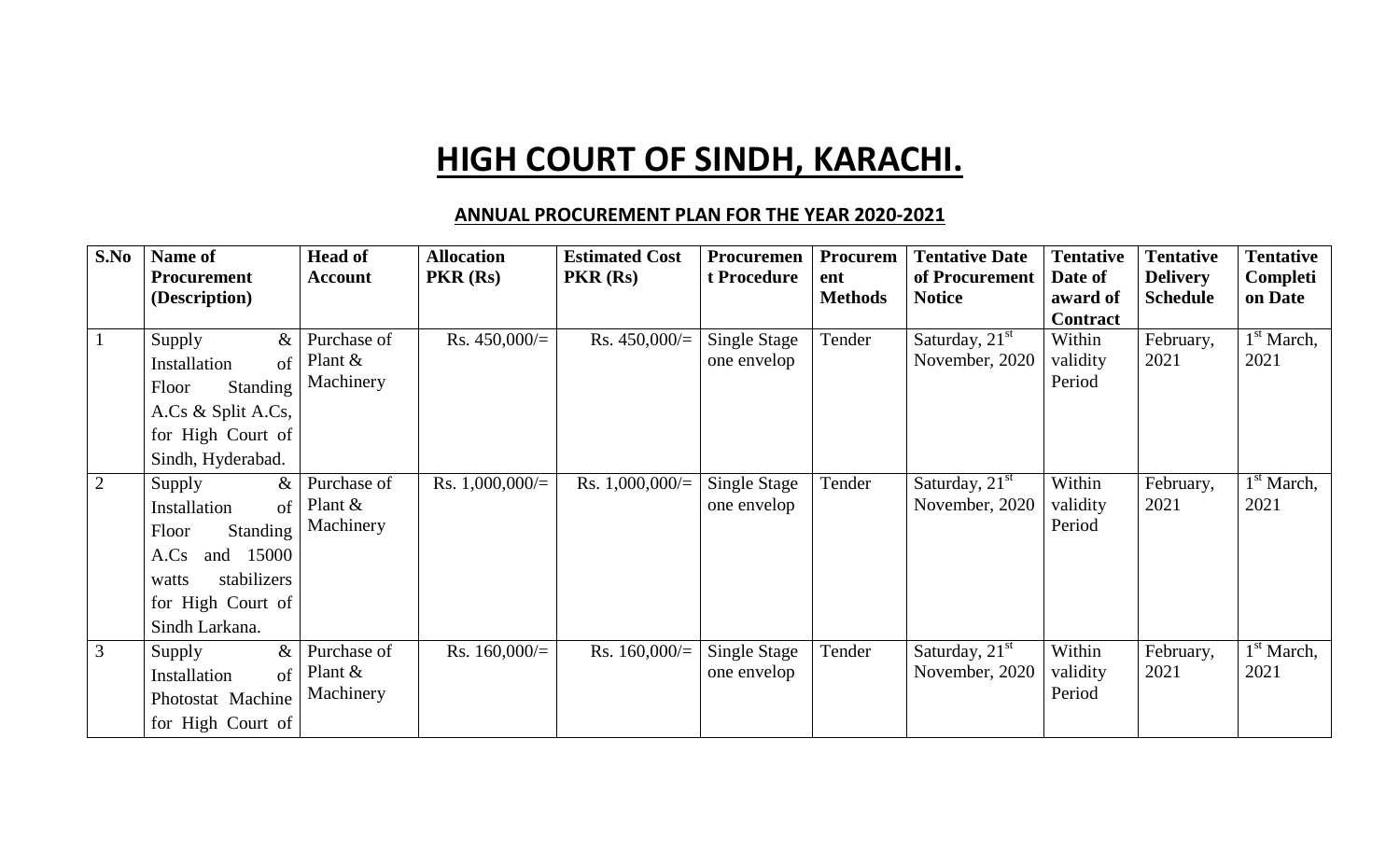# HIGH COURT OF SINDH, KARACHI.

## ANNUAL PROCUREMENT PLAN FOR THE YEAR 2020-2021

| S.No | Name of Procurement (Description) | Head of Account | Allocation PKR (Rs) | Estimated Cost PKR (Rs) | Procurement Procedure | Procurement Methods | Tentative Date of Procurement Notice | Tentative Date of award of Contract | Tentative Delivery Schedule | Tentative Completion Date |
|---|---|---|---|---|---|---|---|---|---|---|
| 1 | Supply & Installation of Floor Standing A.Cs & Split A.Cs, for High Court of Sindh, Hyderabad. | Purchase of Plant & Machinery | Rs. 450,000/= | Rs. 450,000/= | Single Stage one envelop | Tender | Saturday, 21st November, 2020 | Within validity Period | February, 2021 | 1st March, 2021 |
| 2 | Supply & Installation of Floor Standing A.Cs and 15000 watts stabilizers for High Court of Sindh Larkana. | Purchase of Plant & Machinery | Rs. 1,000,000/= | Rs. 1,000,000/= | Single Stage one envelop | Tender | Saturday, 21st November, 2020 | Within validity Period | February, 2021 | 1st March, 2021 |
| 3 | Supply & Installation of Photostat Machine for High Court of | Purchase of Plant & Machinery | Rs. 160,000/= | Rs. 160,000/= | Single Stage one envelop | Tender | Saturday, 21st November, 2020 | Within validity Period | February, 2021 | 1st March, 2021 |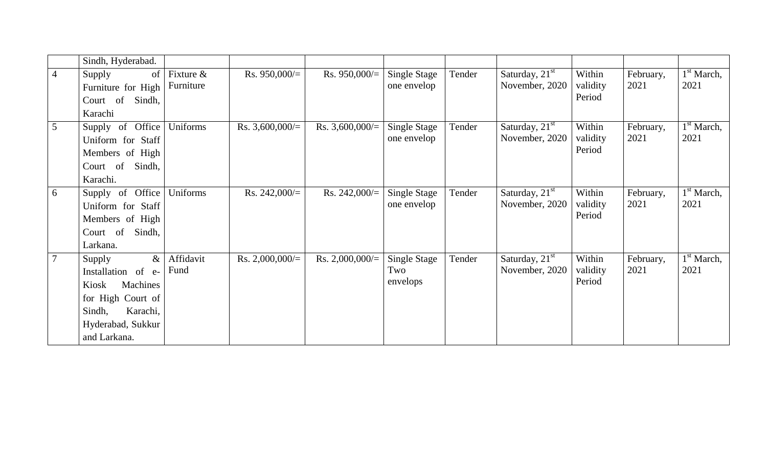| | | | | | | | | | | |
|---|---|---|---|---|---|---|---|---|---|---|
| | Sindh, Hyderabad. | | | | | | | | | |
| 4 | Supply of Furniture for High Court of Sindh, Karachi | Fixture & Furniture | Rs. 950,000/= | Rs. 950,000/= | Single Stage one envelop | Tender | Saturday, 21st November, 2020 | Within validity Period | February, 2021 | 1st March, 2021 |
| 5 | Supply of Office Uniform for Staff Members of High Court of Sindh, Karachi. | Uniforms | Rs. 3,600,000/= | Rs. 3,600,000/= | Single Stage one envelop | Tender | Saturday, 21st November, 2020 | Within validity Period | February, 2021 | 1st March, 2021 |
| 6 | Supply of Office Uniform for Staff Members of High Court of Sindh, Larkana. | Uniforms | Rs. 242,000/= | Rs. 242,000/= | Single Stage one envelop | Tender | Saturday, 21st November, 2020 | Within validity Period | February, 2021 | 1st March, 2021 |
| 7 | Supply & Installation of e-Kiosk Machines for High Court of Sindh, Karachi, Hyderabad, Sukkur and Larkana. | Affidavit Fund | Rs. 2,000,000/= | Rs. 2,000,000/= | Single Stage Two envelops | Tender | Saturday, 21st November, 2020 | Within validity Period | February, 2021 | 1st March, 2021 |